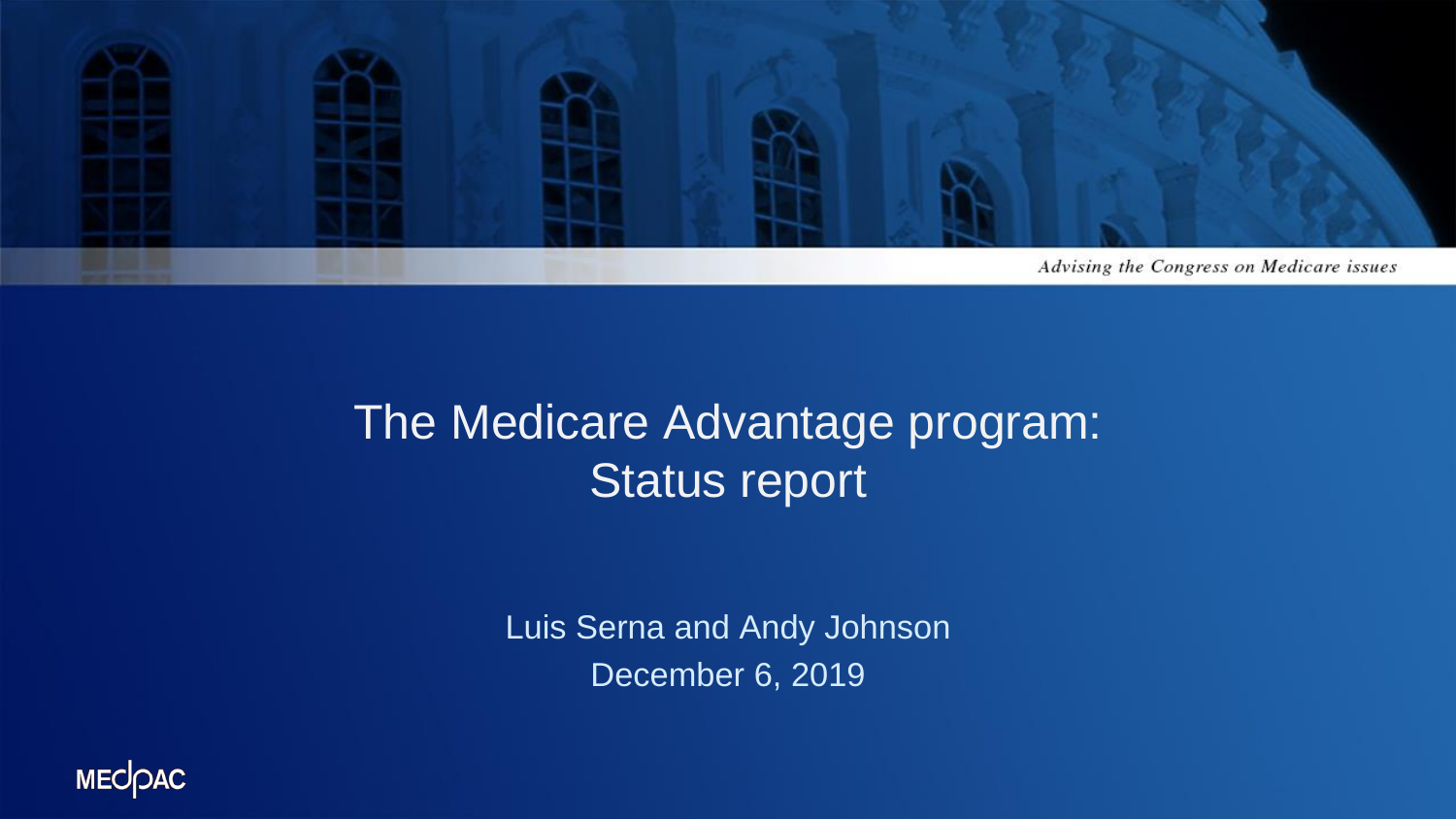*Advising the Congress on Medicare issues*

# The Medicare Advantage program: Status report

Luis Serna and Andy Johnson

December 6, 2019

MEDPAC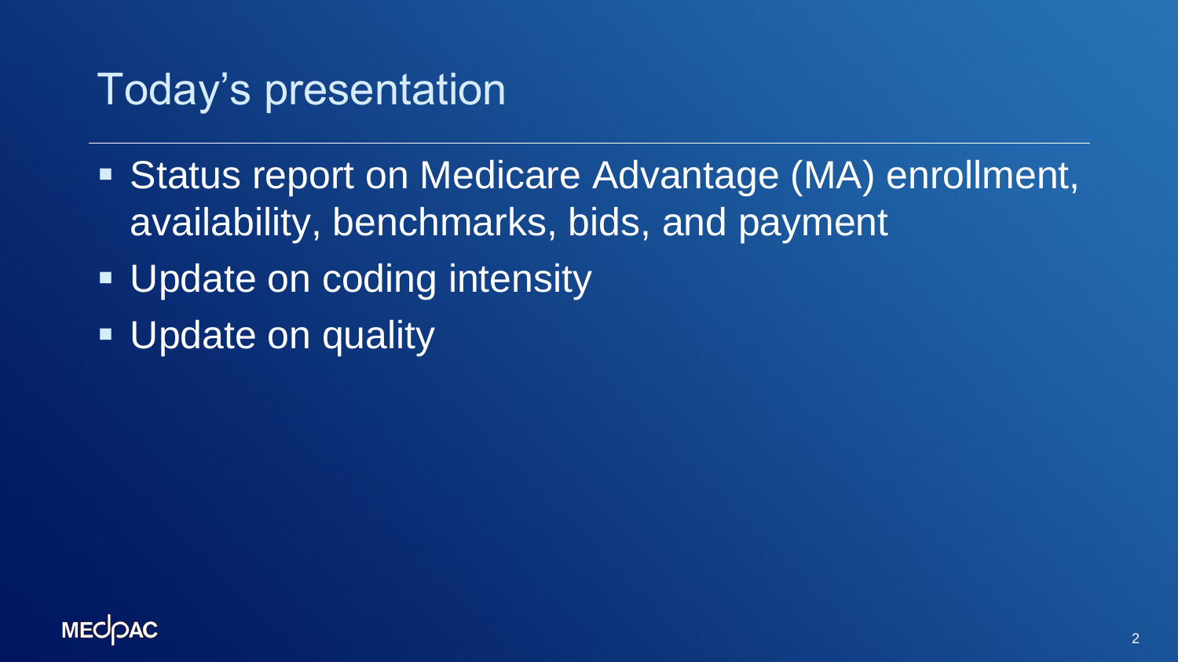# Today's presentation

- Status report on Medicare Advantage (MA) enrollment, availability, benchmarks, bids, and payment
- Update on coding intensity
- Update on quality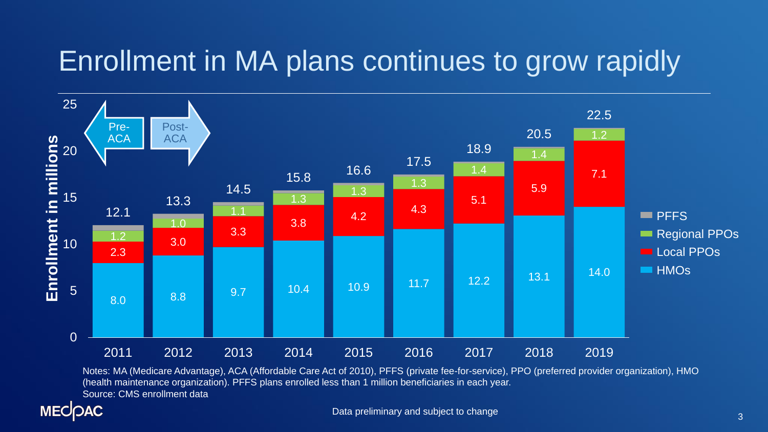# Enrollment in MA plans continues to grow rapidly

Enrollment in millions

| | 2011 | 2012 | 2013 | 2014 | 2015 | 2016 | 2017 | 2018 | 2019 |
|---|---|---|---|---|---|---|---|---|---|
| HMOs | 8.0 | 8.8 | 9.7 | 10.4 | 10.9 | 11.7 | 12.2 | 13.1 | 14.0 |
| Local PPOs | 2.3 | 3.0 | 3.3 | 3.8 | 4.2 | 4.3 | 5.1 | 5.9 | 7.1 |
| Regional PPOs | 1.2 | 1.0 | 1.1 | 1.3 | 1.3 | 1.3 | 1.4 | 1.4 | 1.2 |
| PFFS | | | | | | | | | |
| Total | 12.1 | 13.3 | 14.5 | 15.8 | 16.6 | 17.5 | 18.9 | 20.5 | 22.5 |

Pre-ACA: 2011; Post-ACA: 2012 onward

Notes: MA (Medicare Advantage), ACA (Affordable Care Act of 2010), PFFS (private fee-for-service), PPO (preferred provider organization), HMO (health maintenance organization). PFFS plans enrolled less than 1 million beneficiaries in each year.
Source: CMS enrollment data

Data preliminary and subject to change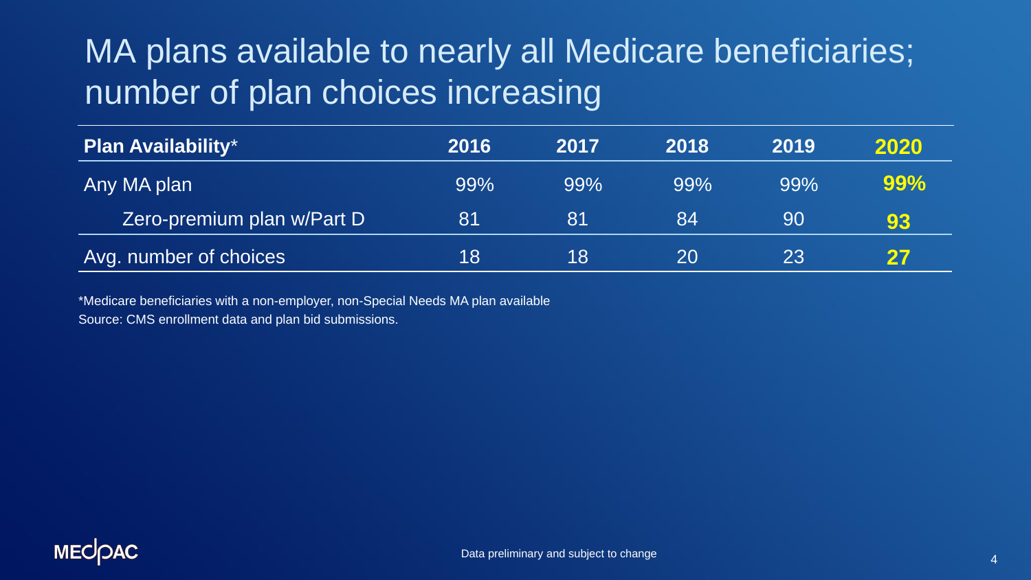# MA plans available to nearly all Medicare beneficiaries; number of plan choices increasing

| **Plan Availability*** | **2016** | **2017** | **2018** | **2019** | **2020** |
|---|---|---|---|---|---|
| Any MA plan | 99% | 99% | 99% | 99% | **99%** |
| Zero-premium plan w/Part D | 81 | 81 | 84 | 90 | **93** |
| Avg. number of choices | 18 | 18 | 20 | 23 | **27** |

*Medicare beneficiaries with a non-employer, non-Special Needs MA plan available

Source: CMS enrollment data and plan bid submissions.

Data preliminary and subject to change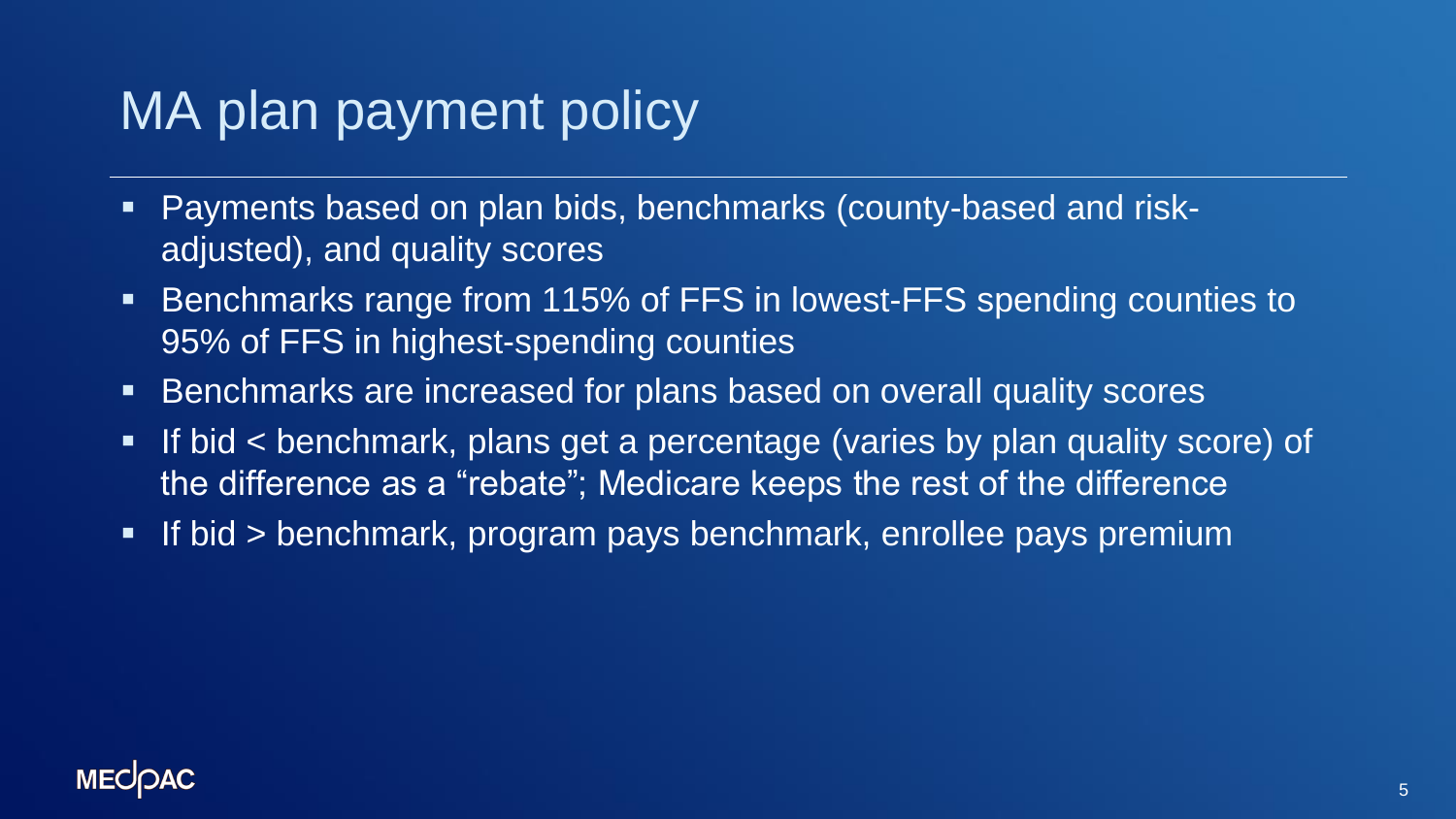# MA plan payment policy

- Payments based on plan bids, benchmarks (county-based and risk-adjusted), and quality scores
- Benchmarks range from 115% of FFS in lowest-FFS spending counties to 95% of FFS in highest-spending counties
- Benchmarks are increased for plans based on overall quality scores
- If bid < benchmark, plans get a percentage (varies by plan quality score) of the difference as a "rebate"; Medicare keeps the rest of the difference
- If bid > benchmark, program pays benchmark, enrollee pays premium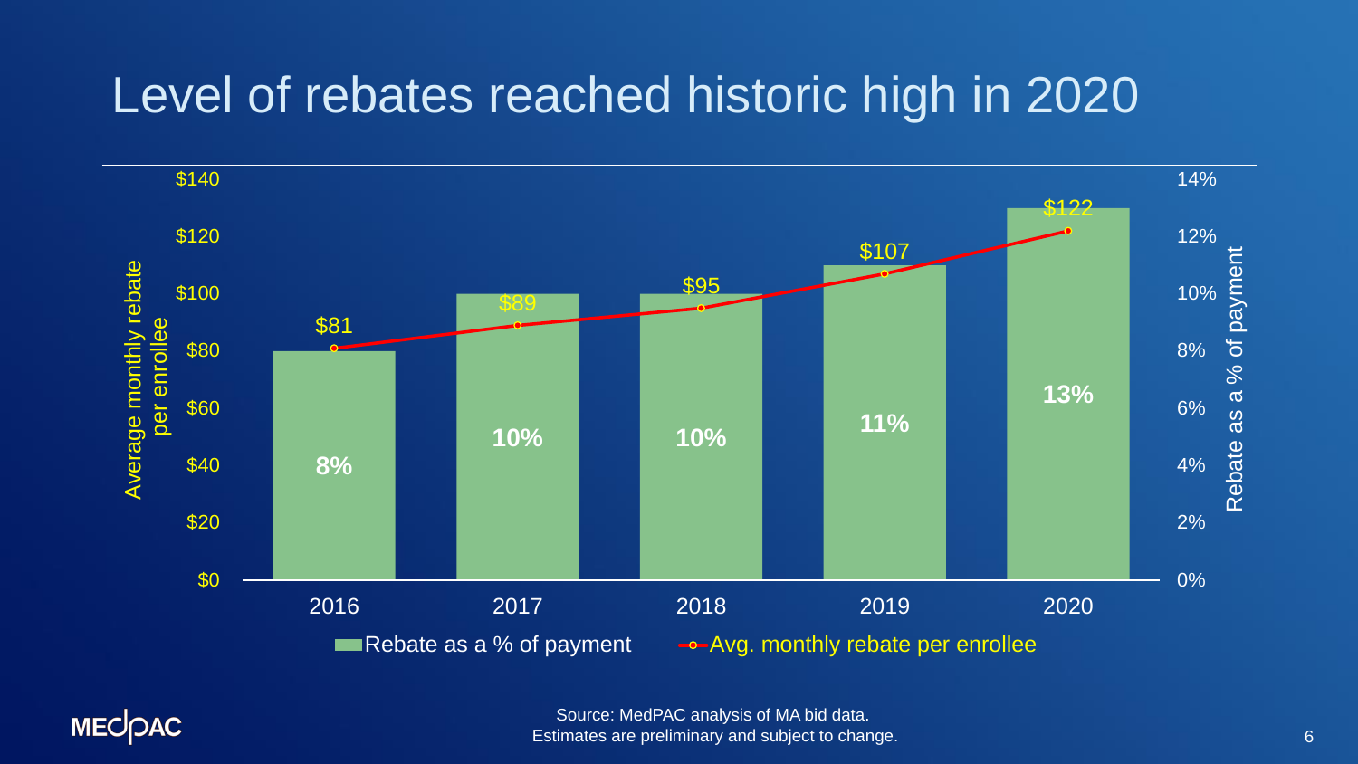# Level of rebates reached historic high in 2020

| Year | Avg. monthly rebate per enrollee | Rebate as a % of payment |
|---|---|---|
| 2016 | $81 | 8% |
| 2017 | $89 | 10% |
| 2018 | $95 | 10% |
| 2019 | $107 | 11% |
| 2020 | $122 | 13% |

Source: MedPAC analysis of MA bid data.
Estimates are preliminary and subject to change.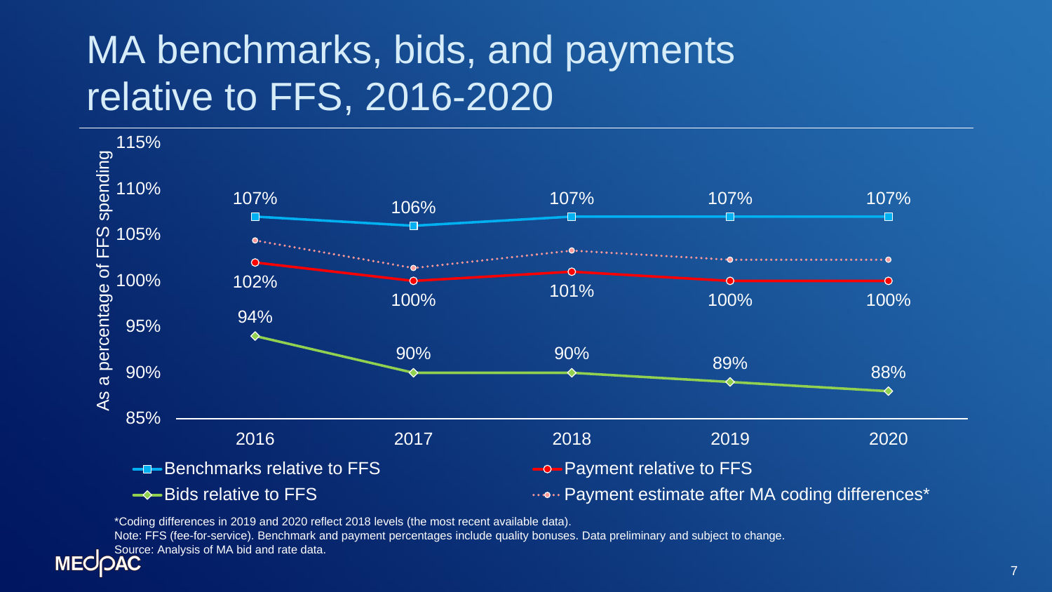# MA benchmarks, bids, and payments relative to FFS, 2016-2020

| | 2016 | 2017 | 2018 | 2019 | 2020 |
|---|---|---|---|---|---|
| Benchmarks relative to FFS | 107% | 106% | 107% | 107% | 107% |
| Payment relative to FFS | 102% | 100% | 101% | 100% | 100% |
| Bids relative to FFS | 94% | 90% | 90% | 89% | 88% |

Payment estimate after MA coding differences* (shown as a dotted line; values not labeled)

*Coding differences in 2019 and 2020 reflect 2018 levels (the most recent available data).

Note: FFS (fee-for-service). Benchmark and payment percentages include quality bonuses. Data preliminary and subject to change.

Source: Analysis of MA bid and rate data.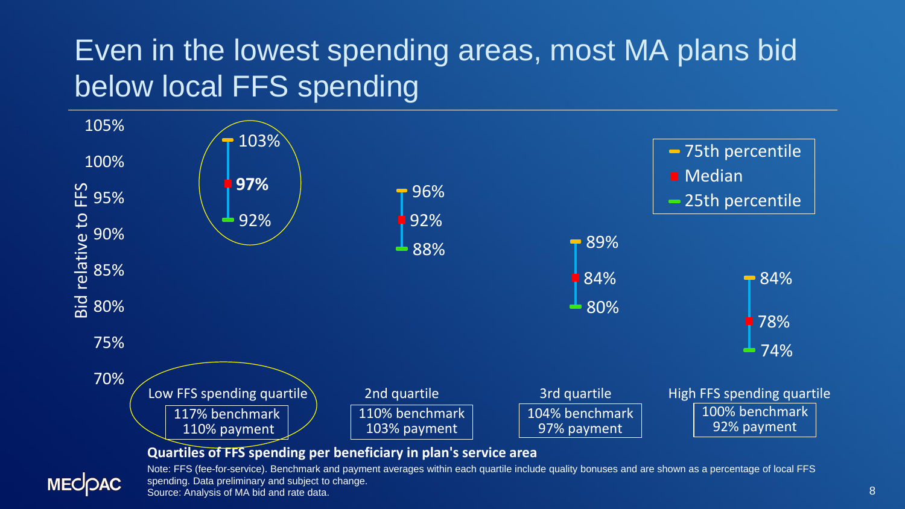# Even in the lowest spending areas, most MA plans bid below local FFS spending

| Quartiles of FFS spending per beneficiary in plan's service area | 25th percentile | Median | 75th percentile | Benchmark | Payment |
|---|---|---|---|---|---|
| Low FFS spending quartile | 92% | **97%** | 103% | 117% benchmark | 110% payment |
| 2nd quartile | 88% | 92% | 96% | 110% benchmark | 103% payment |
| 3rd quartile | 80% | 84% | 89% | 104% benchmark | 97% payment |
| High FFS spending quartile | 74% | 78% | 84% | 100% benchmark | 92% payment |

Bid relative to FFS

**Quartiles of FFS spending per beneficiary in plan's service area**

Note: FFS (fee-for-service). Benchmark and payment averages within each quartile include quality bonuses and are shown as a percentage of local FFS spending. Data preliminary and subject to change.

Source: Analysis of MA bid and rate data.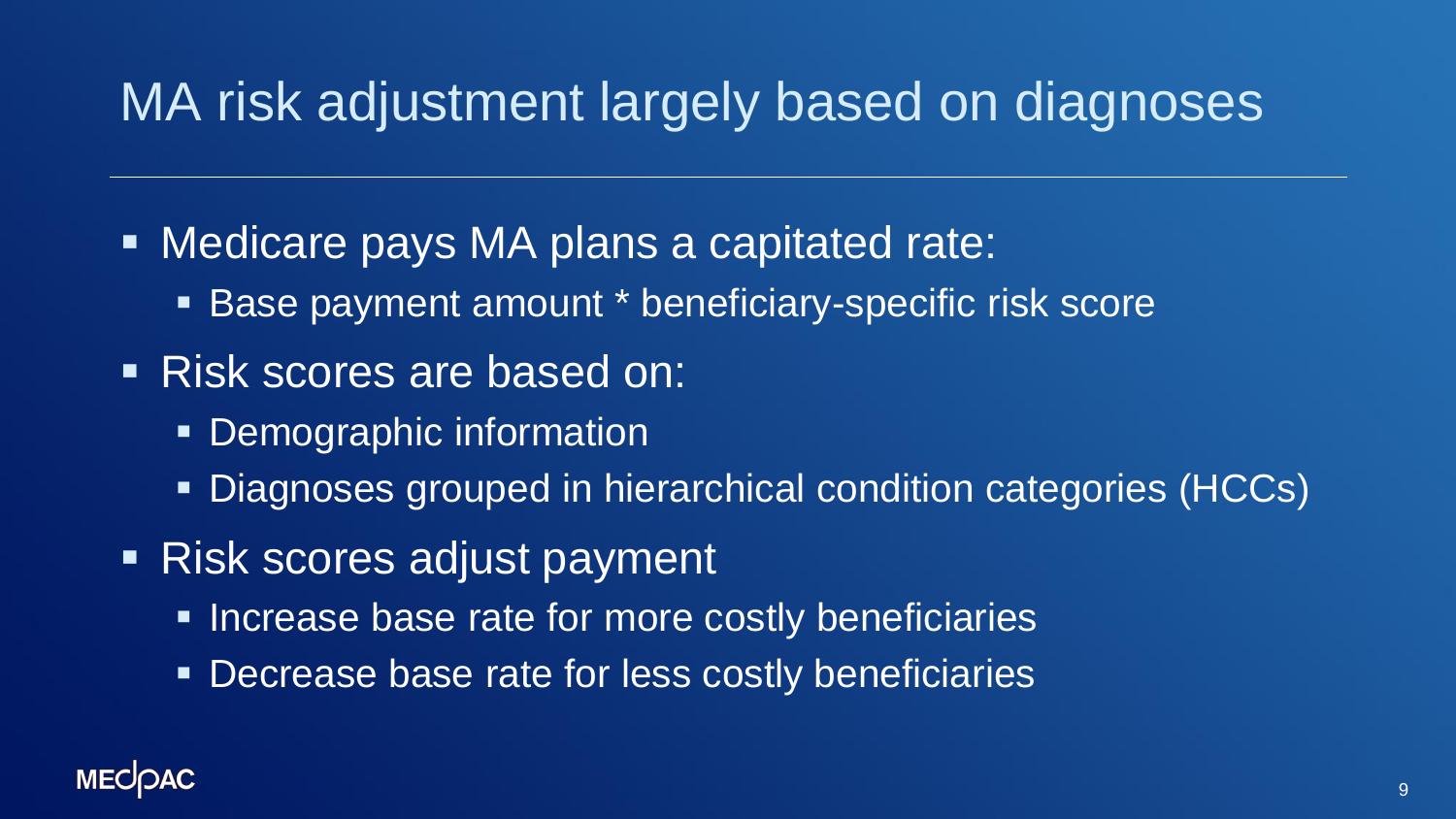# MA risk adjustment largely based on diagnoses

- Medicare pays MA plans a capitated rate:
  - Base payment amount * beneficiary-specific risk score
- Risk scores are based on:
  - Demographic information
  - Diagnoses grouped in hierarchical condition categories (HCCs)
- Risk scores adjust payment
  - Increase base rate for more costly beneficiaries
  - Decrease base rate for less costly beneficiaries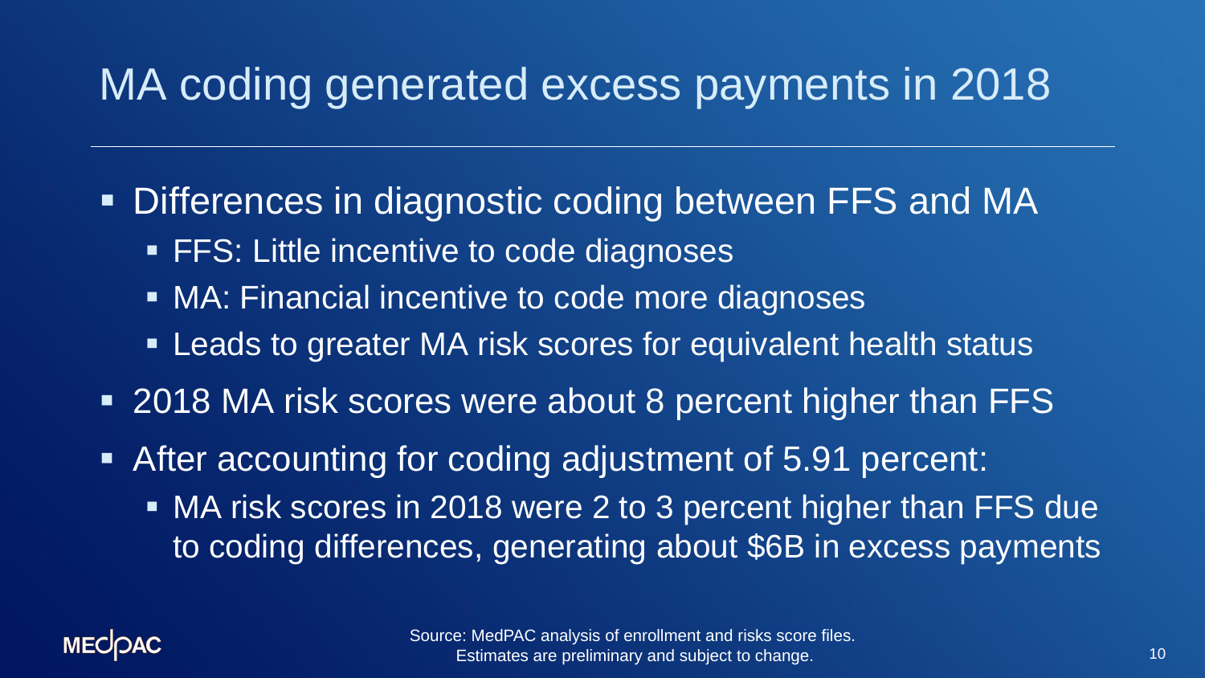# MA coding generated excess payments in 2018

- Differences in diagnostic coding between FFS and MA
  - FFS: Little incentive to code diagnoses
  - MA: Financial incentive to code more diagnoses
  - Leads to greater MA risk scores for equivalent health status
- 2018 MA risk scores were about 8 percent higher than FFS
- After accounting for coding adjustment of 5.91 percent:
  - MA risk scores in 2018 were 2 to 3 percent higher than FFS due to coding differences, generating about $6B in excess payments

Source: MedPAC analysis of enrollment and risks score files. Estimates are preliminary and subject to change.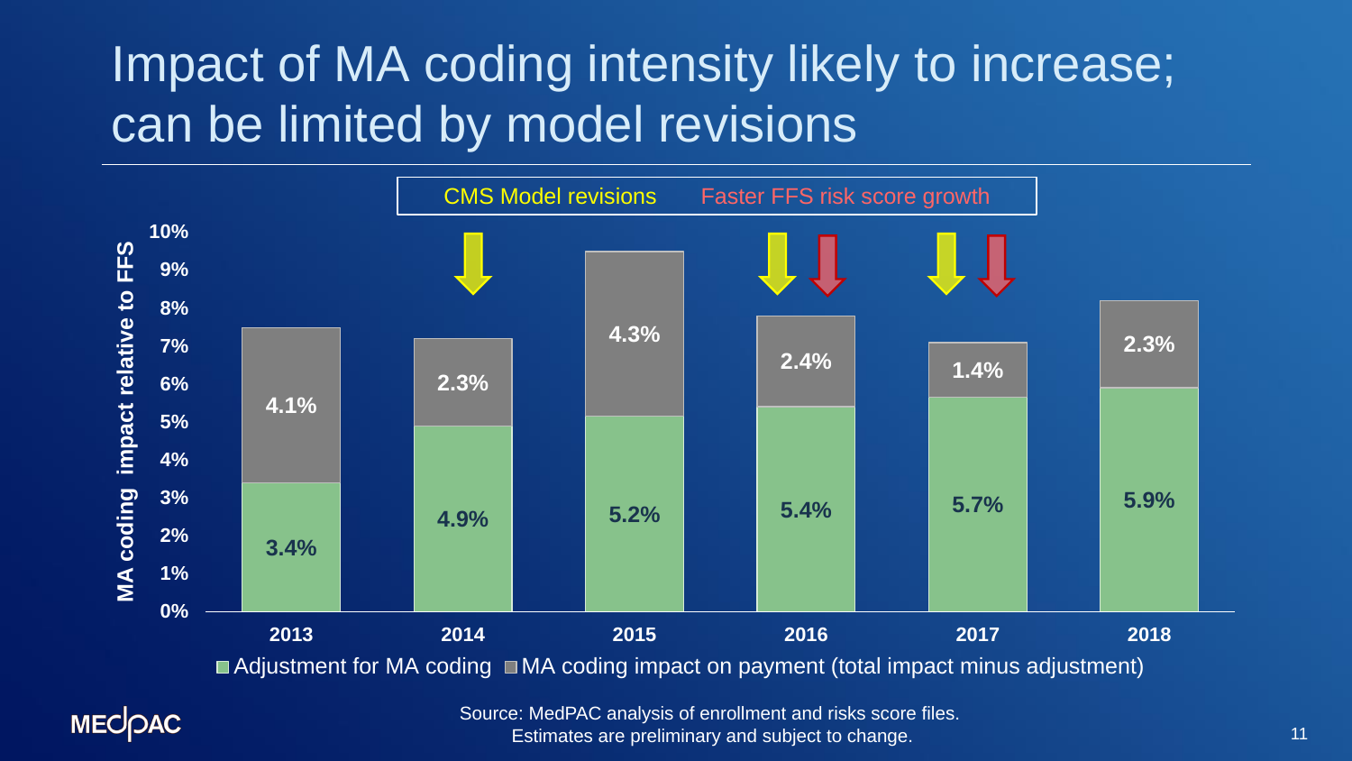# Impact of MA coding intensity likely to increase; can be limited by model revisions

CMS Model revisions | Faster FFS risk score growth

| Year | Adjustment for MA coding | MA coding impact on payment (total impact minus adjustment) |
|---|---|---|
| 2013 | 3.4% | 4.1% |
| 2014 | 4.9% | 2.3% |
| 2015 | 5.2% | 4.3% |
| 2016 | 5.4% | 2.4% |
| 2017 | 5.7% | 1.4% |
| 2018 | 5.9% | 2.3% |

MA coding impact relative to FFS

Source: MedPAC analysis of enrollment and risks score files.
Estimates are preliminary and subject to change.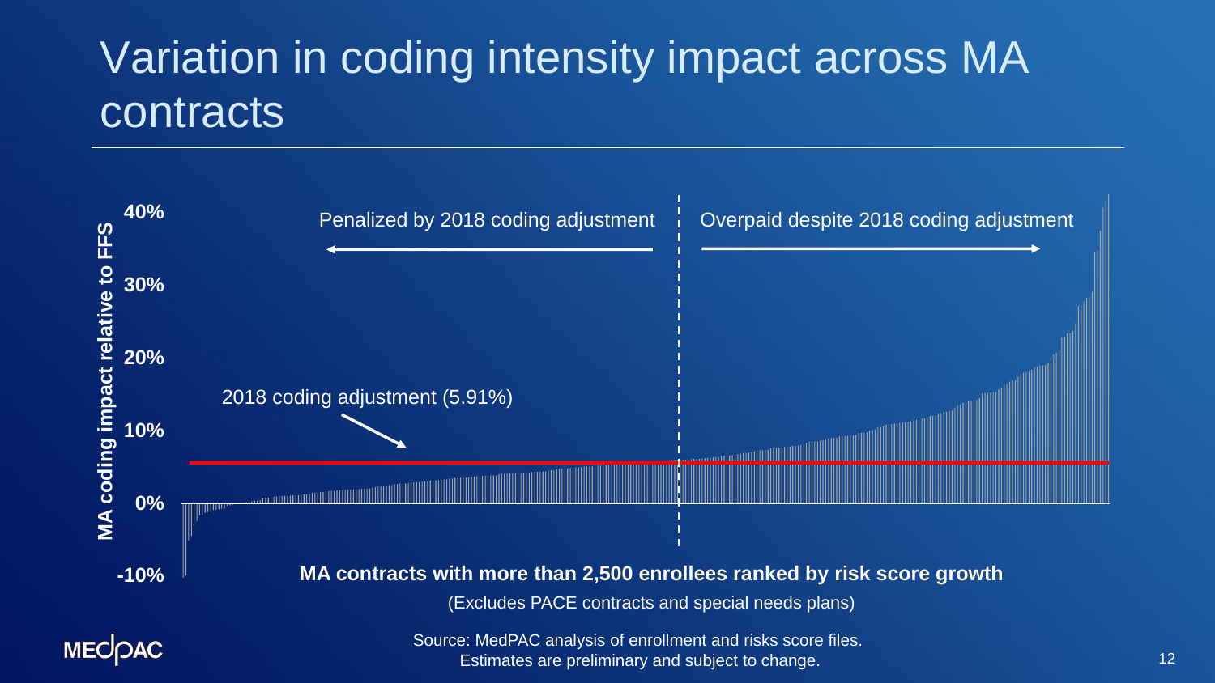# Variation in coding intensity impact across MA contracts

MA coding impact relative to FFS

40%

30%

20%

10%

0%

-10%

Penalized by 2018 coding adjustment

Overpaid despite 2018 coding adjustment

2018 coding adjustment (5.91%)

**MA contracts with more than 2,500 enrollees ranked by risk score growth**

(Excludes PACE contracts and special needs plans)

Source: MedPAC analysis of enrollment and risks score files.
Estimates are preliminary and subject to change.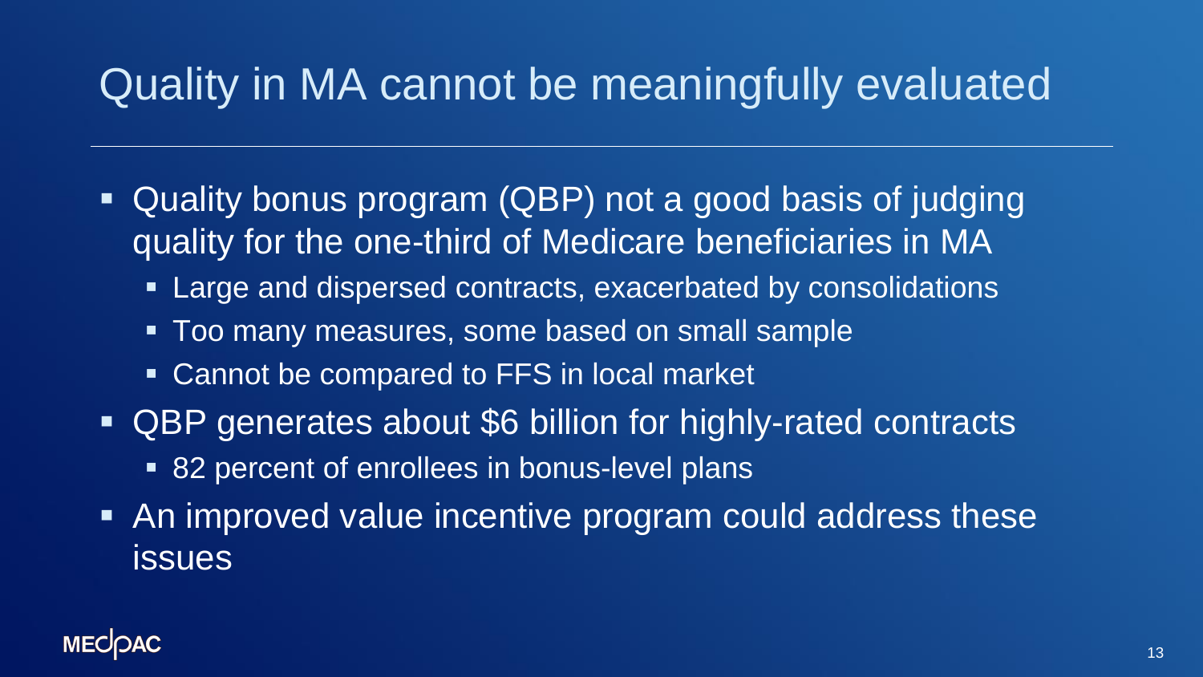# Quality in MA cannot be meaningfully evaluated

- Quality bonus program (QBP) not a good basis of judging quality for the one-third of Medicare beneficiaries in MA
  - Large and dispersed contracts, exacerbated by consolidations
  - Too many measures, some based on small sample
  - Cannot be compared to FFS in local market
- QBP generates about $6 billion for highly-rated contracts
  - 82 percent of enrollees in bonus-level plans
- An improved value incentive program could address these issues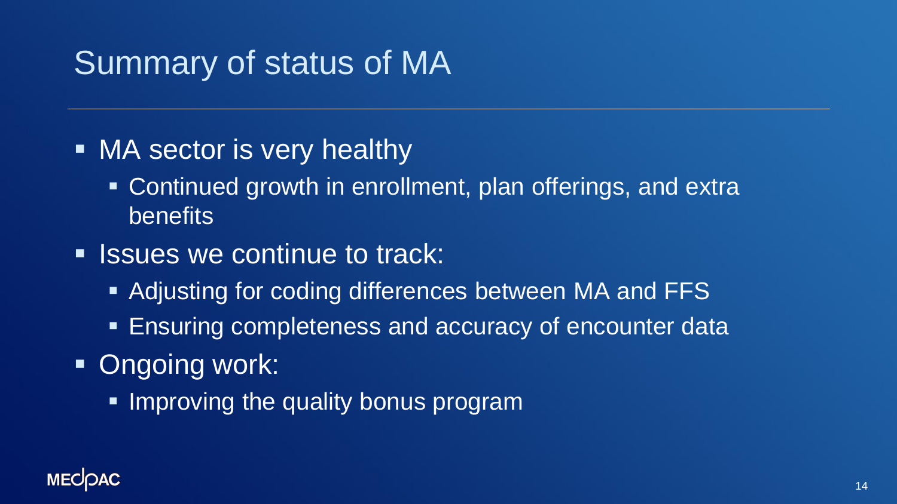# Summary of status of MA

- MA sector is very healthy
  - Continued growth in enrollment, plan offerings, and extra benefits
- Issues we continue to track:
  - Adjusting for coding differences between MA and FFS
  - Ensuring completeness and accuracy of encounter data
- Ongoing work:
  - Improving the quality bonus program